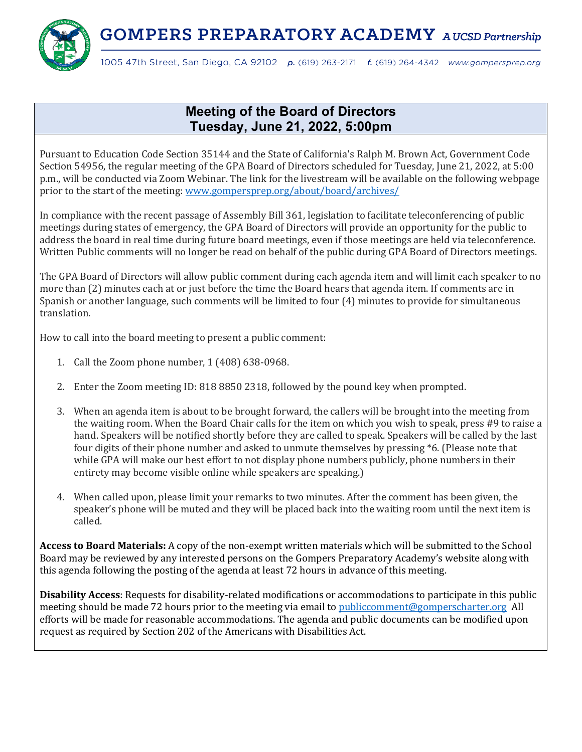# GOMPERS PREPARATORY ACADEMY *A UCSD Partnership*

1005 47th Street, San Diego, CA 92102 ***p.*** (619) 263-2171 ***f.*** (619) 264-4342 *www.gompersprep.org*

## Meeting of the Board of Directors
## Tuesday, June 21, 2022, 5:00pm

Pursuant to Education Code Section 35144 and the State of California's Ralph M. Brown Act, Government Code Section 54956, the regular meeting of the GPA Board of Directors scheduled for Tuesday, June 21, 2022, at 5:00 p.m., will be conducted via Zoom Webinar. The link for the livestream will be available on the following webpage prior to the start of the meeting: [www.gompersprep.org/about/board/archives/](www.gompersprep.org/about/board/archives/)

In compliance with the recent passage of Assembly Bill 361, legislation to facilitate teleconferencing of public meetings during states of emergency, the GPA Board of Directors will provide an opportunity for the public to address the board in real time during future board meetings, even if those meetings are held via teleconference. Written Public comments will no longer be read on behalf of the public during GPA Board of Directors meetings.

The GPA Board of Directors will allow public comment during each agenda item and will limit each speaker to no more than (2) minutes each at or just before the time the Board hears that agenda item. If comments are in Spanish or another language, such comments will be limited to four (4) minutes to provide for simultaneous translation.

How to call into the board meeting to present a public comment:

1. Call the Zoom phone number, 1 (408) 638-0968.

2. Enter the Zoom meeting ID: 818 8850 2318, followed by the pound key when prompted.

3. When an agenda item is about to be brought forward, the callers will be brought into the meeting from the waiting room. When the Board Chair calls for the item on which you wish to speak, press #9 to raise a hand. Speakers will be notified shortly before they are called to speak. Speakers will be called by the last four digits of their phone number and asked to unmute themselves by pressing *6. (Please note that while GPA will make our best effort to not display phone numbers publicly, phone numbers in their entirety may become visible online while speakers are speaking.)

4. When called upon, please limit your remarks to two minutes. After the comment has been given, the speaker's phone will be muted and they will be placed back into the waiting room until the next item is called.

**Access to Board Materials:** A copy of the non-exempt written materials which will be submitted to the School Board may be reviewed by any interested persons on the Gompers Preparatory Academy's website along with this agenda following the posting of the agenda at least 72 hours in advance of this meeting.

**Disability Access**: Requests for disability-related modifications or accommodations to participate in this public meeting should be made 72 hours prior to the meeting via email to [publiccomment@gomperscharter.org](mailto:publiccomment@gomperscharter.org) All efforts will be made for reasonable accommodations. The agenda and public documents can be modified upon request as required by Section 202 of the Americans with Disabilities Act.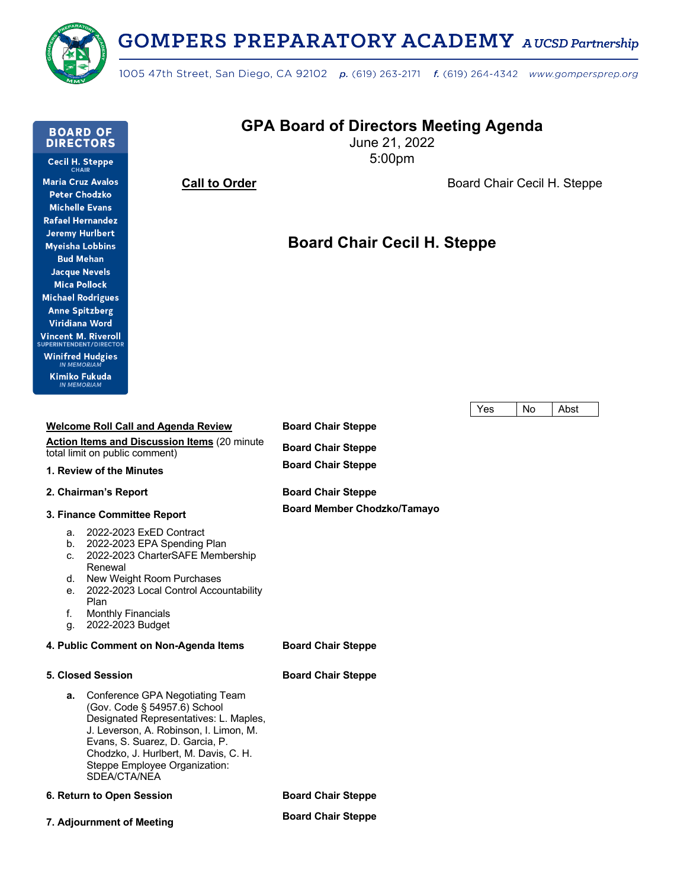# GOMPERS PREPARATORY ACADEMY *A UCSD Partnership*

1005 47th Street, San Diego, CA 92102 *p.* (619) 263-2171 *f.* (619) 264-4342 *www.gompersprep.org*

**BOARD OF DIRECTORS**

**Cecil H. Steppe**
CHAIR
**Maria Cruz Avalos**
**Peter Chodzko**
**Michelle Evans**
**Rafael Hernandez**
**Jeremy Hurlbert**
**Myeisha Lobbins**
**Bud Mehan**
**Jacque Nevels**
**Mica Pollock**
**Michael Rodrigues**
**Anne Spitzberg**
**Viridiana Word**
**Vincent M. Riveroll**
SUPERINTENDENT/DIRECTOR
**Winifred Hudgies**
*IN MEMORIAM*
**Kimiko Fukuda**
*IN MEMORIAM*

## GPA Board of Directors Meeting Agenda

June 21, 2022
5:00pm

**Call to Order** — Board Chair Cecil H. Steppe

## Board Chair Cecil H. Steppe

| Yes | No | Abst |
|---|---|---|

**Welcome Roll Call and Agenda Review** — **Board Chair Steppe**

**Action Items and Discussion Items** (20 minute total limit on public comment) — **Board Chair Steppe**

**1. Review of the Minutes** — **Board Chair Steppe**

**2. Chairman's Report** — **Board Chair Steppe**

**3. Finance Committee Report** — **Board Member Chodzko/Tamayo**

a. 2022-2023 ExED Contract
b. 2022-2023 EPA Spending Plan
c. 2022-2023 CharterSAFE Membership Renewal
d. New Weight Room Purchases
e. 2022-2023 Local Control Accountability Plan
f. Monthly Financials
g. 2022-2023 Budget

**4. Public Comment on Non-Agenda Items** — **Board Chair Steppe**

**5. Closed Session** — **Board Chair Steppe**

**a.** Conference GPA Negotiating Team (Gov. Code § 54957.6) School Designated Representatives: L. Maples, J. Leverson, A. Robinson, I. Limon, M. Evans, S. Suarez, D. Garcia, P. Chodzko, J. Hurlbert, M. Davis, C. H. Steppe Employee Organization: SDEA/CTA/NEA

**6. Return to Open Session** — **Board Chair Steppe**

**7. Adjournment of Meeting** — **Board Chair Steppe**